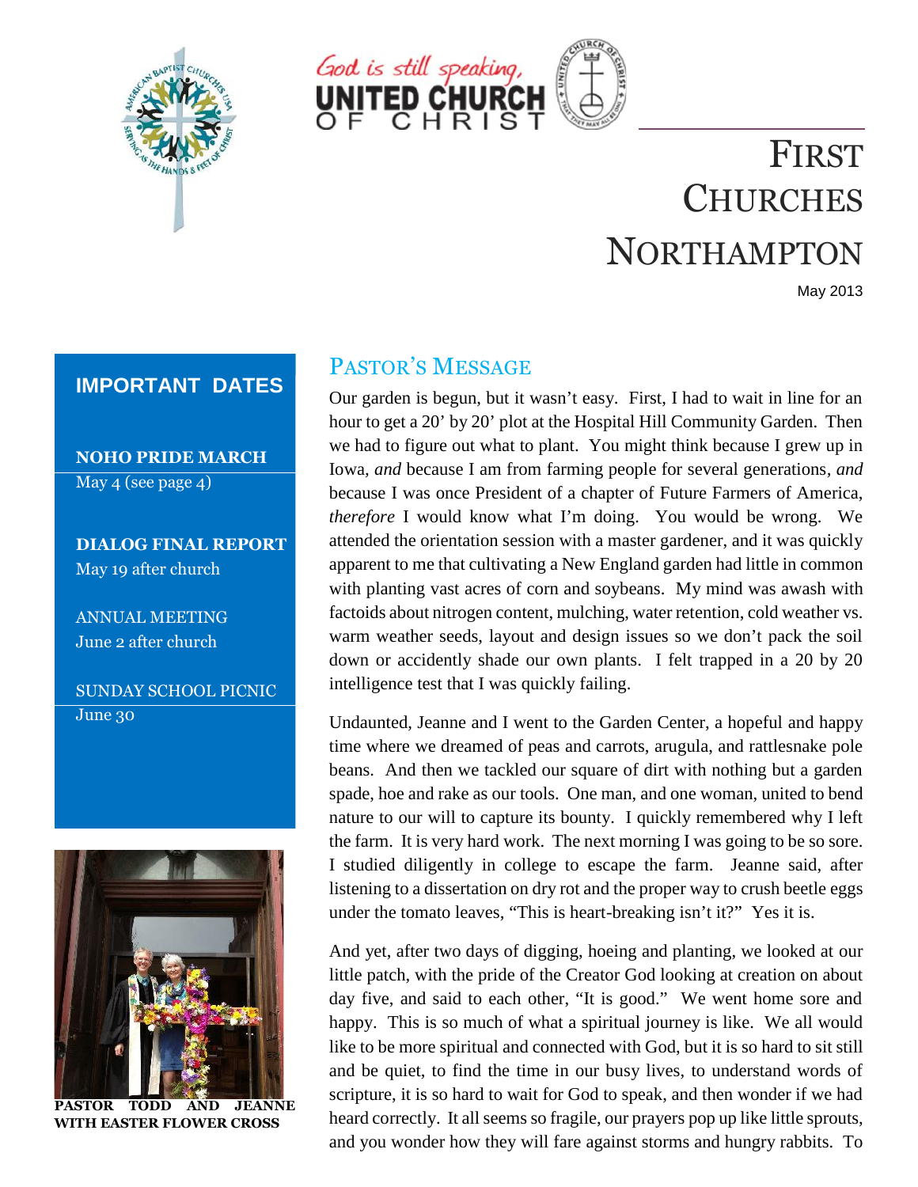# First Churches Northampton

May 2013

## Important Dates

**NOHO PRIDE MARCH**
May 4 (see page 4)

**DIALOG FINAL REPORT**
May 19 after church

ANNUAL MEETING
June 2 after church

SUNDAY SCHOOL PICNIC
June 30

**PASTOR TODD AND JEANNE WITH EASTER FLOWER CROSS**

## Pastor's Message

Our garden is begun, but it wasn't easy. First, I had to wait in line for an hour to get a 20' by 20' plot at the Hospital Hill Community Garden. Then we had to figure out what to plant. You might think because I grew up in Iowa, *and* because I am from farming people for several generations, *and* because I was once President of a chapter of Future Farmers of America, *therefore* I would know what I'm doing. You would be wrong. We attended the orientation session with a master gardener, and it was quickly apparent to me that cultivating a New England garden had little in common with planting vast acres of corn and soybeans. My mind was awash with factoids about nitrogen content, mulching, water retention, cold weather vs. warm weather seeds, layout and design issues so we don't pack the soil down or accidently shade our own plants. I felt trapped in a 20 by 20 intelligence test that I was quickly failing.

Undaunted, Jeanne and I went to the Garden Center, a hopeful and happy time where we dreamed of peas and carrots, arugula, and rattlesnake pole beans. And then we tackled our square of dirt with nothing but a garden spade, hoe and rake as our tools. One man, and one woman, united to bend nature to our will to capture its bounty. I quickly remembered why I left the farm. It is very hard work. The next morning I was going to be so sore. I studied diligently in college to escape the farm. Jeanne said, after listening to a dissertation on dry rot and the proper way to crush beetle eggs under the tomato leaves, "This is heart-breaking isn't it?" Yes it is.

And yet, after two days of digging, hoeing and planting, we looked at our little patch, with the pride of the Creator God looking at creation on about day five, and said to each other, "It is good." We went home sore and happy. This is so much of what a spiritual journey is like. We all would like to be more spiritual and connected with God, but it is so hard to sit still and be quiet, to find the time in our busy lives, to understand words of scripture, it is so hard to wait for God to speak, and then wonder if we had heard correctly. It all seems so fragile, our prayers pop up like little sprouts, and you wonder how they will fare against storms and hungry rabbits. To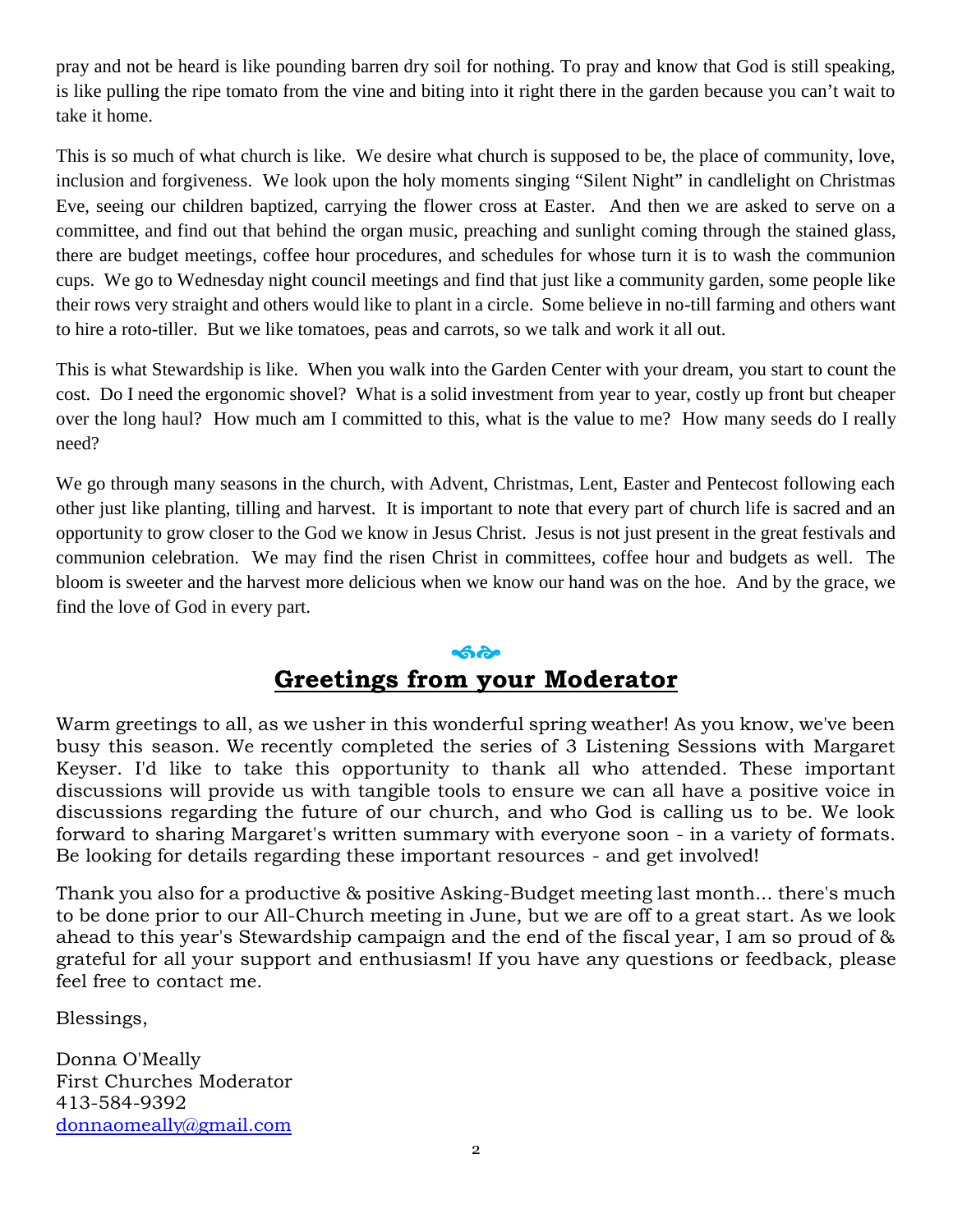pray and not be heard is like pounding barren dry soil for nothing. To pray and know that God is still speaking, is like pulling the ripe tomato from the vine and biting into it right there in the garden because you can't wait to take it home.

This is so much of what church is like. We desire what church is supposed to be, the place of community, love, inclusion and forgiveness. We look upon the holy moments singing "Silent Night" in candlelight on Christmas Eve, seeing our children baptized, carrying the flower cross at Easter. And then we are asked to serve on a committee, and find out that behind the organ music, preaching and sunlight coming through the stained glass, there are budget meetings, coffee hour procedures, and schedules for whose turn it is to wash the communion cups. We go to Wednesday night council meetings and find that just like a community garden, some people like their rows very straight and others would like to plant in a circle. Some believe in no-till farming and others want to hire a roto-tiller. But we like tomatoes, peas and carrots, so we talk and work it all out.

This is what Stewardship is like. When you walk into the Garden Center with your dream, you start to count the cost. Do I need the ergonomic shovel? What is a solid investment from year to year, costly up front but cheaper over the long haul? How much am I committed to this, what is the value to me? How many seeds do I really need?

We go through many seasons in the church, with Advent, Christmas, Lent, Easter and Pentecost following each other just like planting, tilling and harvest. It is important to note that every part of church life is sacred and an opportunity to grow closer to the God we know in Jesus Christ. Jesus is not just present in the great festivals and communion celebration. We may find the risen Christ in committees, coffee hour and budgets as well. The bloom is sweeter and the harvest more delicious when we know our hand was on the hoe. And by the grace, we find the love of God in every part.

## Greetings from your Moderator

Warm greetings to all, as we usher in this wonderful spring weather! As you know, we've been busy this season. We recently completed the series of 3 Listening Sessions with Margaret Keyser. I'd like to take this opportunity to thank all who attended. These important discussions will provide us with tangible tools to ensure we can all have a positive voice in discussions regarding the future of our church, and who God is calling us to be. We look forward to sharing Margaret's written summary with everyone soon - in a variety of formats. Be looking for details regarding these important resources - and get involved!

Thank you also for a productive & positive Asking-Budget meeting last month... there's much to be done prior to our All-Church meeting in June, but we are off to a great start. As we look ahead to this year's Stewardship campaign and the end of the fiscal year, I am so proud of & grateful for all your support and enthusiasm! If you have any questions or feedback, please feel free to contact me.

Blessings,

Donna O'Meally
First Churches Moderator
413-584-9392
donnaomeally@gmail.com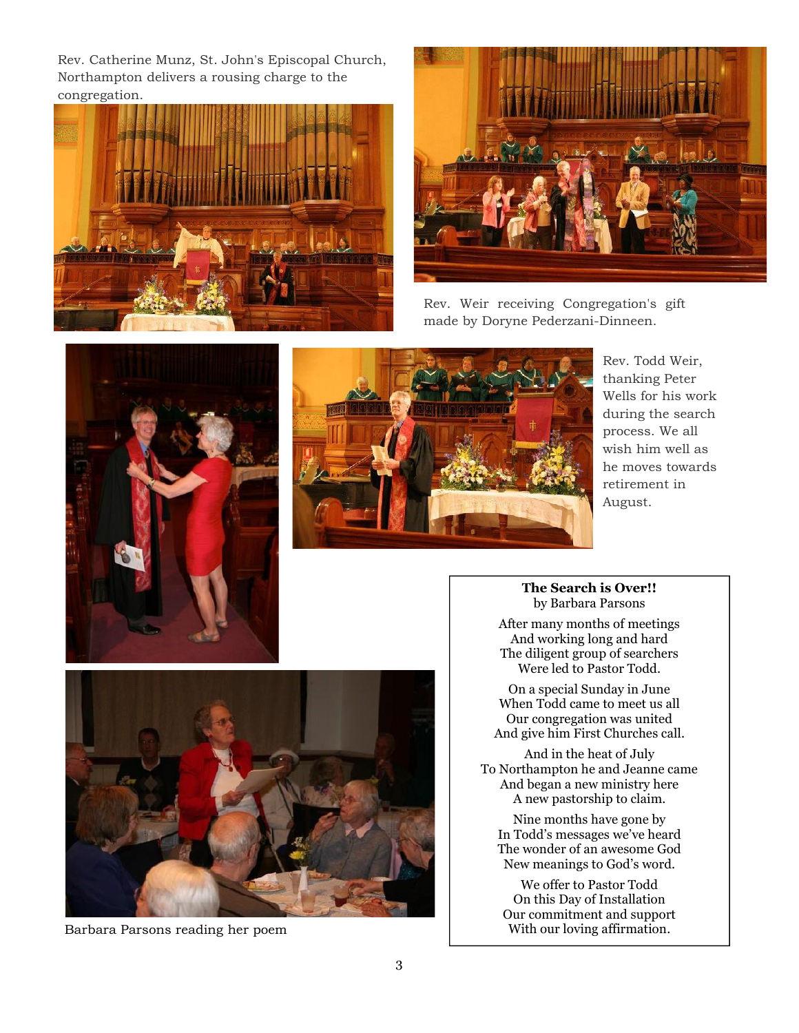Rev. Catherine Munz, St. John's Episcopal Church, Northampton delivers a rousing charge to the congregation.

Rev. Weir receiving Congregation's gift made by Doryne Pederzani-Dinneen.

Rev. Todd Weir, thanking Peter Wells for his work during the search process. We all wish him well as he moves towards retirement in August.

Barbara Parsons reading her poem

**The Search is Over!!**
by Barbara Parsons

After many months of meetings
And working long and hard
The diligent group of searchers
Were led to Pastor Todd.

On a special Sunday in June
When Todd came to meet us all
Our congregation was united
And give him First Churches call.

And in the heat of July
To Northampton he and Jeanne came
And began a new ministry here
A new pastorship to claim.

Nine months have gone by
In Todd's messages we've heard
The wonder of an awesome God
New meanings to God's word.

We offer to Pastor Todd
On this Day of Installation
Our commitment and support
With our loving affirmation.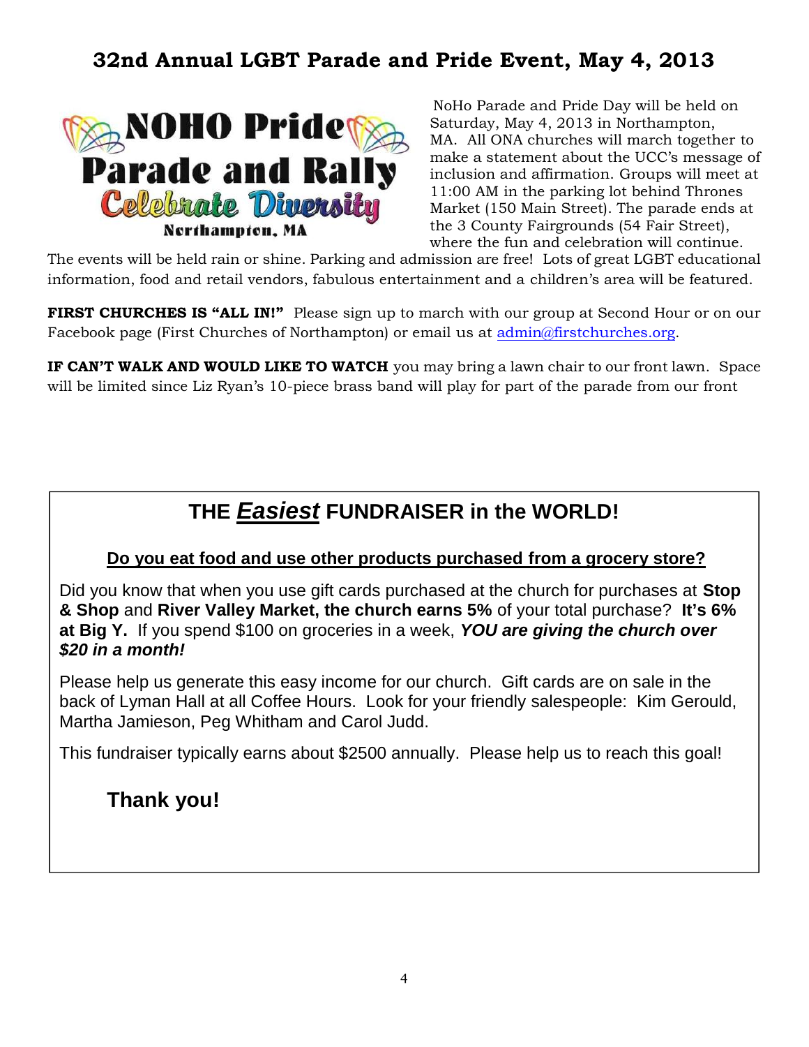## 32nd Annual LGBT Parade and Pride Event, May 4, 2013

NOHO Pride
Parade and Rally
Celebrate Diversity
Northampton, MA

NoHo Parade and Pride Day will be held on Saturday, May 4, 2013 in Northampton, MA. All ONA churches will march together to make a statement about the UCC's message of inclusion and affirmation. Groups will meet at 11:00 AM in the parking lot behind Thrones Market (150 Main Street). The parade ends at the 3 County Fairgrounds (54 Fair Street), where the fun and celebration will continue. The events will be held rain or shine. Parking and admission are free! Lots of great LGBT educational information, food and retail vendors, fabulous entertainment and a children's area will be featured.

**FIRST CHURCHES IS "ALL IN!"** Please sign up to march with our group at Second Hour or on our Facebook page (First Churches of Northampton) or email us at admin@firstchurches.org.

**IF CAN'T WALK AND WOULD LIKE TO WATCH** you may bring a lawn chair to our front lawn. Space will be limited since Liz Ryan's 10-piece brass band will play for part of the parade from our front

## THE *Easiest* FUNDRAISER in the WORLD!

**Do you eat food and use other products purchased from a grocery store?**

Did you know that when you use gift cards purchased at the church for purchases at **Stop & Shop** and **River Valley Market, the church earns 5%** of your total purchase? **It's 6% at Big Y.** If you spend $100 on groceries in a week, ***YOU are giving the church over $20 in a month!***

Please help us generate this easy income for our church. Gift cards are on sale in the back of Lyman Hall at all Coffee Hours. Look for your friendly salespeople: Kim Gerould, Martha Jamieson, Peg Whitham and Carol Judd.

This fundraiser typically earns about $2500 annually. Please help us to reach this goal!

**Thank you!**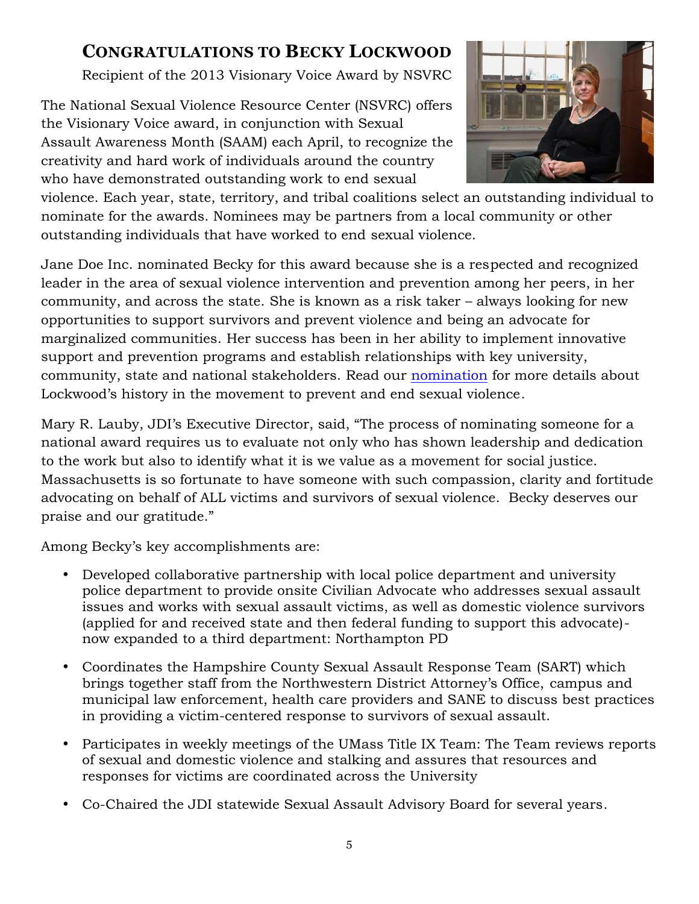## CONGRATULATIONS TO BECKY LOCKWOOD

Recipient of the 2013 Visionary Voice Award by NSVRC

The National Sexual Violence Resource Center (NSVRC) offers the Visionary Voice award, in conjunction with Sexual Assault Awareness Month (SAAM) each April, to recognize the creativity and hard work of individuals around the country who have demonstrated outstanding work to end sexual violence. Each year, state, territory, and tribal coalitions select an outstanding individual to nominate for the awards. Nominees may be partners from a local community or other outstanding individuals that have worked to end sexual violence.

Jane Doe Inc. nominated Becky for this award because she is a respected and recognized leader in the area of sexual violence intervention and prevention among her peers, in her community, and across the state. She is known as a risk taker – always looking for new opportunities to support survivors and prevent violence and being an advocate for marginalized communities. Her success has been in her ability to implement innovative support and prevention programs and establish relationships with key university, community, state and national stakeholders. Read our nomination for more details about Lockwood's history in the movement to prevent and end sexual violence.

Mary R. Lauby, JDI's Executive Director, said, "The process of nominating someone for a national award requires us to evaluate not only who has shown leadership and dedication to the work but also to identify what it is we value as a movement for social justice. Massachusetts is so fortunate to have someone with such compassion, clarity and fortitude advocating on behalf of ALL victims and survivors of sexual violence. Becky deserves our praise and our gratitude."

Among Becky's key accomplishments are:

- Developed collaborative partnership with local police department and university police department to provide onsite Civilian Advocate who addresses sexual assault issues and works with sexual assault victims, as well as domestic violence survivors (applied for and received state and then federal funding to support this advocate)- now expanded to a third department: Northampton PD
- Coordinates the Hampshire County Sexual Assault Response Team (SART) which brings together staff from the Northwestern District Attorney's Office, campus and municipal law enforcement, health care providers and SANE to discuss best practices in providing a victim-centered response to survivors of sexual assault.
- Participates in weekly meetings of the UMass Title IX Team: The Team reviews reports of sexual and domestic violence and stalking and assures that resources and responses for victims are coordinated across the University
- Co-Chaired the JDI statewide Sexual Assault Advisory Board for several years.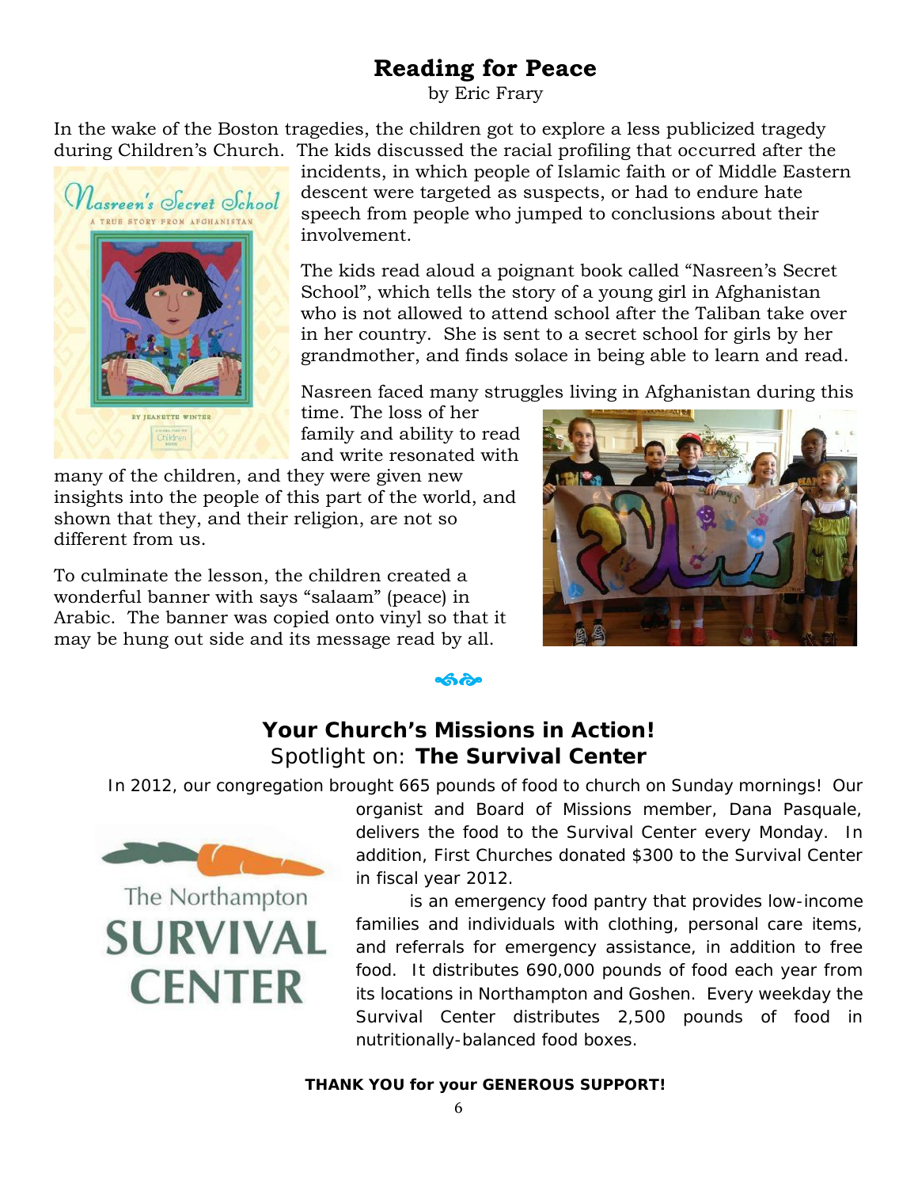# Reading for Peace

by Eric Frary

In the wake of the Boston tragedies, the children got to explore a less publicized tragedy during Children's Church. The kids discussed the racial profiling that occurred after the incidents, in which people of Islamic faith or of Middle Eastern descent were targeted as suspects, or had to endure hate speech from people who jumped to conclusions about their involvement.

The kids read aloud a poignant book called "Nasreen's Secret School", which tells the story of a young girl in Afghanistan who is not allowed to attend school after the Taliban take over in her country. She is sent to a secret school for girls by her grandmother, and finds solace in being able to learn and read.

Nasreen faced many struggles living in Afghanistan during this time. The loss of her family and ability to read and write resonated with many of the children, and they were given new insights into the people of this part of the world, and shown that they, and their religion, are not so different from us.

To culminate the lesson, the children created a wonderful banner with says "salaam" (peace) in Arabic. The banner was copied onto vinyl so that it may be hung out side and its message read by all.

## Your Church's Missions in Action!

### Spotlight on: **The Survival Center**

In 2012, our congregation brought 665 pounds of food to church on Sunday mornings! Our organist and Board of Missions member, Dana Pasquale, delivers the food to the Survival Center every Monday. In addition, First Churches donated $300 to the Survival Center in fiscal year 2012.

is an emergency food pantry that provides low-income families and individuals with clothing, personal care items, and referrals for emergency assistance, in addition to free food. It distributes 690,000 pounds of food each year from its locations in Northampton and Goshen. Every weekday the Survival Center distributes 2,500 pounds of food in nutritionally-balanced food boxes.

**THANK YOU for your GENEROUS SUPPORT!**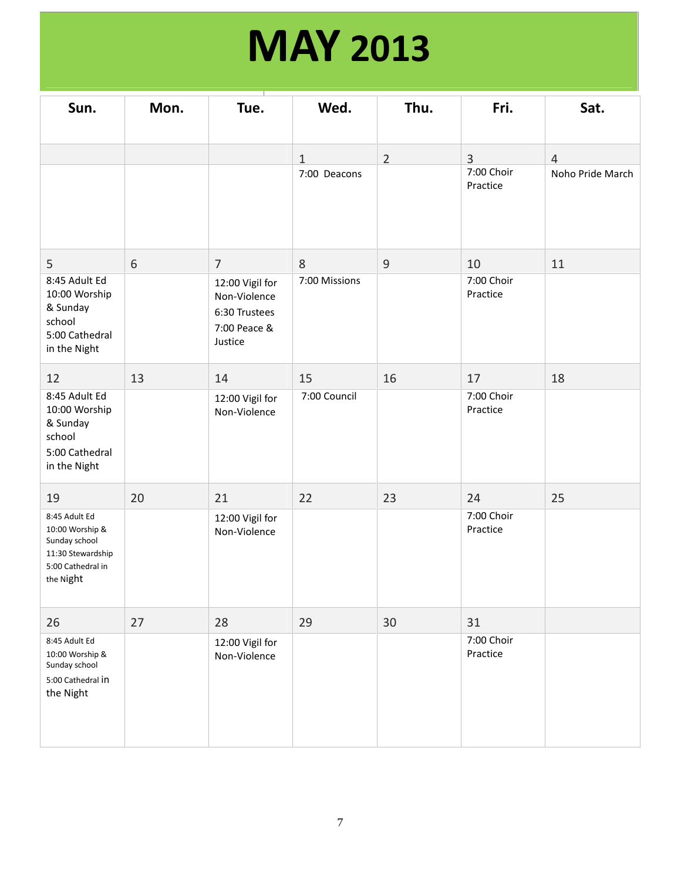# MAY 2013

| Sun. | Mon. | Tue. | Wed. | Thu. | Fri. | Sat. |
|---|---|---|---|---|---|---|
| | | | 1 | 2 | 3 | 4 |
| | | | 7:00 Deacons | | 7:00 Choir Practice | Noho Pride March |
| 5 | 6 | 7 | 8 | 9 | 10 | 11 |
| 8:45 Adult Ed 10:00 Worship & Sunday school 5:00 Cathedral in the Night | | 12:00 Vigil for Non-Violence 6:30 Trustees 7:00 Peace & Justice | 7:00 Missions | | 7:00 Choir Practice | |
| 12 | 13 | 14 | 15 | 16 | 17 | 18 |
| 8:45 Adult Ed 10:00 Worship & Sunday school 5:00 Cathedral in the Night | | 12:00 Vigil for Non-Violence | 7:00 Council | | 7:00 Choir Practice | |
| 19 | 20 | 21 | 22 | 23 | 24 | 25 |
| 8:45 Adult Ed 10:00 Worship & Sunday school 11:30 Stewardship 5:00 Cathedral in the Night | | 12:00 Vigil for Non-Violence | | | 7:00 Choir Practice | |
| 26 | 27 | 28 | 29 | 30 | 31 | |
| 8:45 Adult Ed 10:00 Worship & Sunday school 5:00 Cathedral in the Night | | 12:00 Vigil for Non-Violence | | | 7:00 Choir Practice | |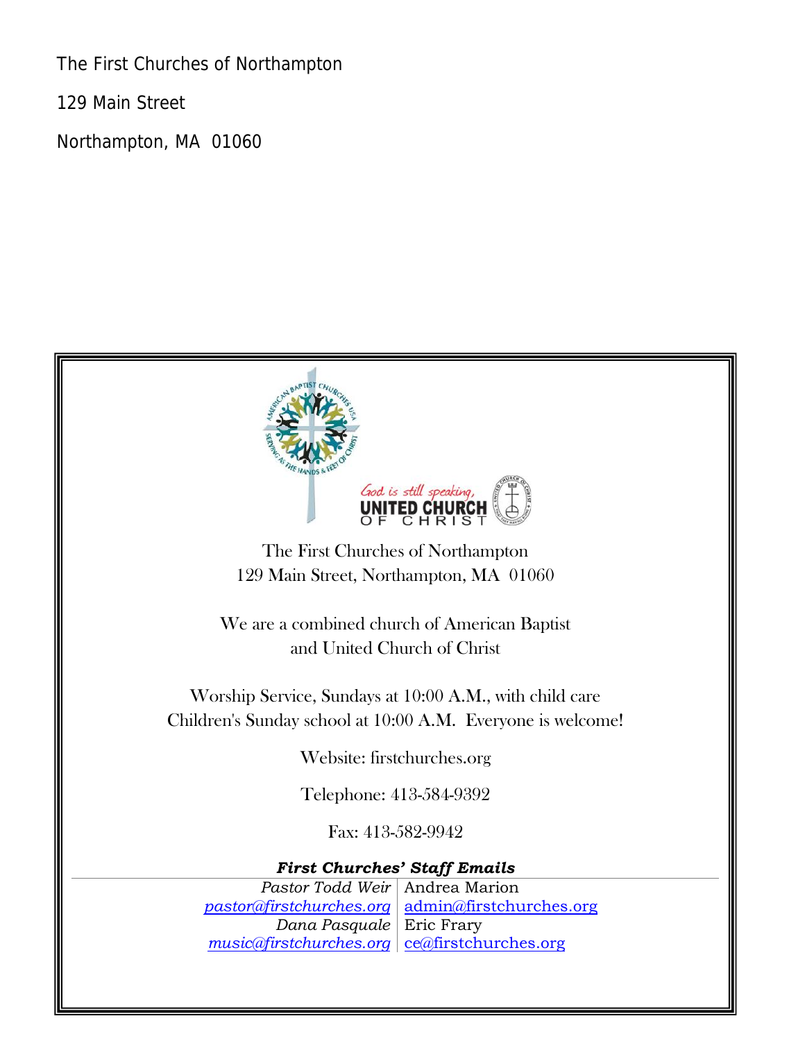The First Churches of Northampton

129 Main Street

Northampton, MA  01060

God is still speaking, UNITED CHURCH OF CHRIST

The First Churches of Northampton
129 Main Street, Northampton, MA  01060

We are a combined church of American Baptist and United Church of Christ

Worship Service, Sundays at 10:00 A.M., with child care
Children's Sunday school at 10:00 A.M.  Everyone is welcome!

Website: firstchurches.org

Telephone: 413-584-9392

Fax: 413-582-9942

***First Churches' Staff Emails***

| | |
|---|---|
| *Pastor Todd Weir* | Andrea Marion |
| *pastor@firstchurches.org* | admin@firstchurches.org |
| *Dana Pasquale* | Eric Frary |
| *music@firstchurches.org* | ce@firstchurches.org |